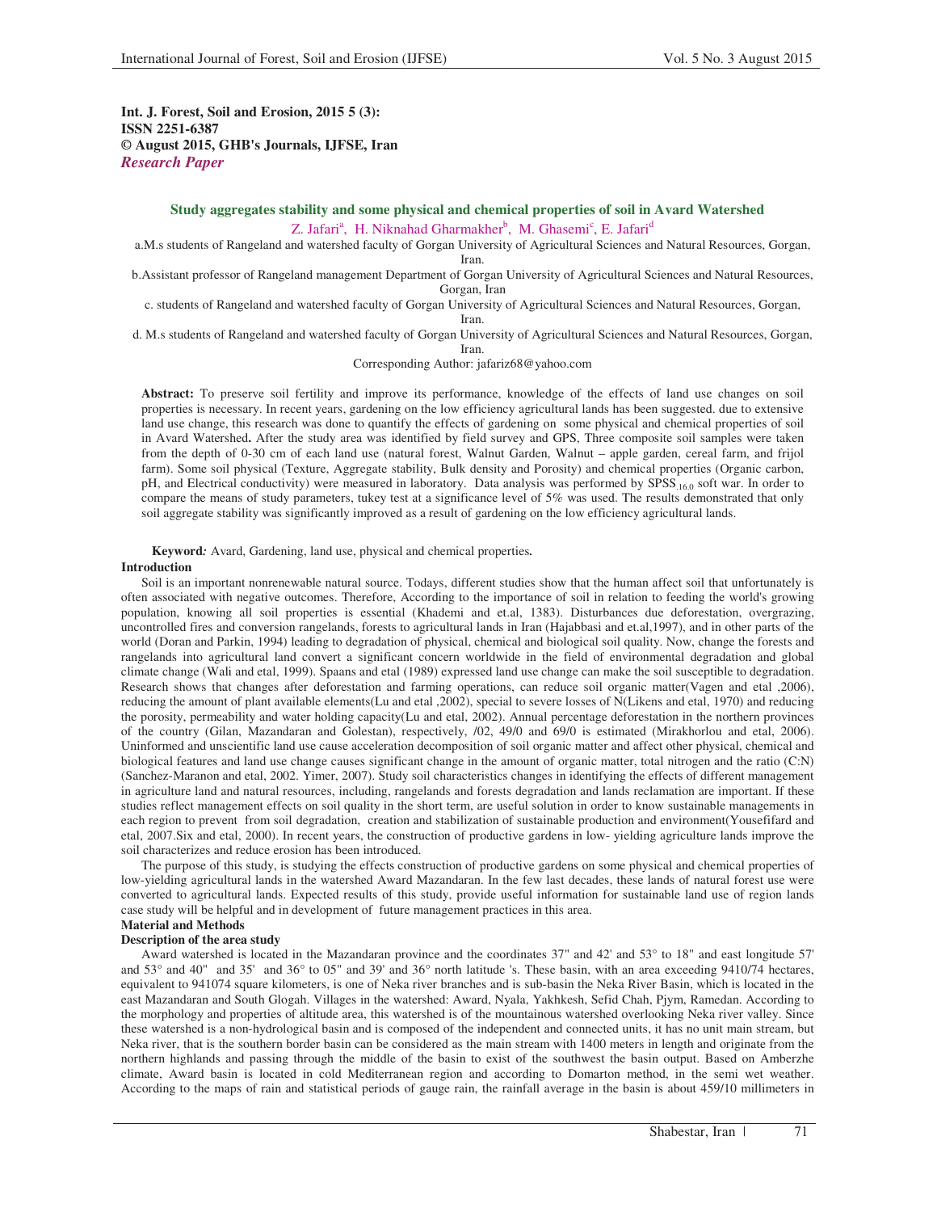**Int. J. Forest, Soil and Erosion, 2015 5 (3):**
**ISSN 2251-6387**
**© August 2015, GHB's Journals, IJFSE, Iran**
***Research Paper***

# Study aggregates stability and some physical and chemical properties of soil in Avard Watershed

Z. Jafari[a], H. Niknahad Gharmakher[b], M. Ghasemi[c], E. Jafari[d]

a.M.s students of Rangeland and watershed faculty of Gorgan University of Agricultural Sciences and Natural Resources, Gorgan, Iran.

b.Assistant professor of Rangeland management Department of Gorgan University of Agricultural Sciences and Natural Resources, Gorgan, Iran

c. students of Rangeland and watershed faculty of Gorgan University of Agricultural Sciences and Natural Resources, Gorgan, Iran.

d. M.s students of Rangeland and watershed faculty of Gorgan University of Agricultural Sciences and Natural Resources, Gorgan, Iran.

Corresponding Author: jafariz68@yahoo.com

**Abstract:** To preserve soil fertility and improve its performance, knowledge of the effects of land use changes on soil properties is necessary. In recent years, gardening on the low efficiency agricultural lands has been suggested. due to extensive land use change, this research was done to quantify the effects of gardening on some physical and chemical properties of soil in Avard Watershed**.** After the study area was identified by field survey and GPS, Three composite soil samples were taken from the depth of 0-30 cm of each land use (natural forest, Walnut Garden, Walnut – apple garden, cereal farm, and frijol farm). Some soil physical (Texture, Aggregate stability, Bulk density and Porosity) and chemical properties (Organic carbon, pH, and Electrical conductivity) were measured in laboratory. Data analysis was performed by $SPSS_{16.0}$ soft war. In order to compare the means of study parameters, tukey test at a significance level of 5% was used. The results demonstrated that only soil aggregate stability was significantly improved as a result of gardening on the low efficiency agricultural lands.

**Keyword***:* Avard, Gardening, land use, physical and chemical properties**.**

## Introduction

Soil is an important nonrenewable natural source. Todays, different studies show that the human affect soil that unfortunately is often associated with negative outcomes. Therefore, According to the importance of soil in relation to feeding the world's growing population, knowing all soil properties is essential (Khademi and et.al, 1383). Disturbances due deforestation, overgrazing, uncontrolled fires and conversion rangelands, forests to agricultural lands in Iran (Hajabbasi and et.al,1997), and in other parts of the world (Doran and Parkin, 1994) leading to degradation of physical, chemical and biological soil quality. Now, change the forests and rangelands into agricultural land convert a significant concern worldwide in the field of environmental degradation and global climate change (Wali and etal, 1999). Spaans and etal (1989) expressed land use change can make the soil susceptible to degradation. Research shows that changes after deforestation and farming operations, can reduce soil organic matter(Vagen and etal ,2006), reducing the amount of plant available elements(Lu and etal ,2002), special to severe losses of N(Likens and etal, 1970) and reducing the porosity, permeability and water holding capacity(Lu and etal, 2002). Annual percentage deforestation in the northern provinces of the country (Gilan, Mazandaran and Golestan), respectively, /02, 49/0 and 69/0 is estimated (Mirakhorlou and etal, 2006). Uninformed and unscientific land use cause acceleration decomposition of soil organic matter and affect other physical, chemical and biological features and land use change causes significant change in the amount of organic matter, total nitrogen and the ratio (C:N) (Sanchez-Maranon and etal, 2002. Yimer, 2007). Study soil characteristics changes in identifying the effects of different management in agriculture land and natural resources, including, rangelands and forests degradation and lands reclamation are important. If these studies reflect management effects on soil quality in the short term, are useful solution in order to know sustainable managements in each region to prevent from soil degradation, creation and stabilization of sustainable production and environment(Yousefifard and etal, 2007.Six and etal, 2000). In recent years, the construction of productive gardens in low- yielding agriculture lands improve the soil characterizes and reduce erosion has been introduced.

The purpose of this study, is studying the effects construction of productive gardens on some physical and chemical properties of low-yielding agricultural lands in the watershed Award Mazandaran. In the few last decades, these lands of natural forest use were converted to agricultural lands. Expected results of this study, provide useful information for sustainable land use of region lands case study will be helpful and in development of future management practices in this area.

## Material and Methods

### Description of the area study

Award watershed is located in the Mazandaran province and the coordinates 37" and 42' and 53° to 18" and east longitude 57' and 53° and 40" and 35' and 36° to 05" and 39' and 36° north latitude 's. These basin, with an area exceeding 9410/74 hectares, equivalent to 941074 square kilometers, is one of Neka river branches and is sub-basin the Neka River Basin, which is located in the east Mazandaran and South Glogah. Villages in the watershed: Award, Nyala, Yakhkesh, Sefid Chah, Pjym, Ramedan. According to the morphology and properties of altitude area, this watershed is of the mountainous watershed overlooking Neka river valley. Since these watershed is a non-hydrological basin and is composed of the independent and connected units, it has no unit main stream, but Neka river, that is the southern border basin can be considered as the main stream with 1400 meters in length and originate from the northern highlands and passing through the middle of the basin to exist of the southwest the basin output. Based on Amberzhe climate, Award basin is located in cold Mediterranean region and according to Domarton method, in the semi wet weather. According to the maps of rain and statistical periods of gauge rain, the rainfall average in the basin is about 459/10 millimeters in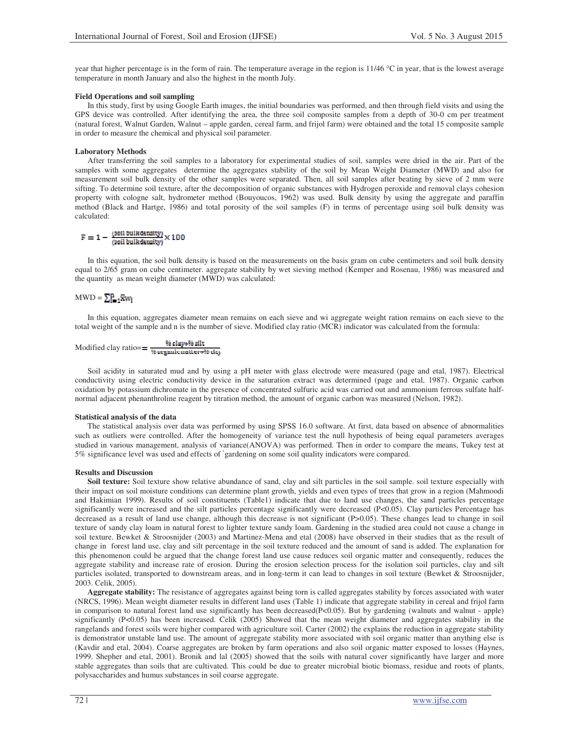year that higher percentage is in the form of rain. The temperature average in the region is 11/46 °C in year, that is the lowest average temperature in month January and also the highest in the month July.

**Field Operations and soil sampling**

In this study, first by using Google Earth images, the initial boundaries was performed, and then through field visits and using the GPS device was controlled. After identifying the area, the three soil composite samples from a depth of 30-0 cm per treatment (natural forest, Walnut Garden, Walnut – apple garden, cereal farm, and frijol farm) were obtained and the total 15 composite sample in order to measure the chemical and physical soil parameter.

**Laboratory Methods**

After transferring the soil samples to a laboratory for experimental studies of soil, samples were dried in the air. Part of the samples with some aggregates determine the aggregates stability of the soil by Mean Weight Diameter (MWD) and also for measurement soil bulk density of the other samples were separated. Then, all soil samples after beating by sieve of 2 mm were sifting. To determine soil texture, after the decomposition of organic substances with Hydrogen peroxide and removal clays cohesion property with cologne salt, hydrometer method (Bouyoucos, 1962) was used. Bulk density by using the aggregate and paraffin method (Black and Hartge, 1986) and total porosity of the soil samples (F) in terms of percentage using soil bulk density was calculated:

$$F = 1 - \frac{(\text{soil bulkdensity})}{(\text{soil bulkdensity})} \times 100$$

In this equation, the soil bulk density is based on the measurements on the basis gram on cube centimeters and soil bulk density equal to 2/65 gram on cube centimeter. aggregate stability by wet sieving method (Kemper and Rosenau, 1986) was measured and the quantity as mean weight diameter (MWD) was calculated:

$$\text{MWD} = \sum_{i=1}^{n} \bar{x} w_i$$

In this equation, aggregates diameter mean remains on each sieve and wi aggregate weight ration remains on each sieve to the total weight of the sample and n is the number of sieve. Modified clay ratio (MCR) indicator was calculated from the formula:

$$\text{Modified clay ratio} = \frac{\%\,\text{clay} + \%\,\text{silt}}{\%\,\text{organic matter} + \%\,\text{clay}}$$

Soil acidity in saturated mud and by using a pH meter with glass electrode were measured (page and etal, 1987). Electrical conductivity using electric conductivity device in the saturation extract was determined (page and etal, 1987). Organic carbon oxidation by potassium dichromate in the presence of concentrated sulfuric acid was carried out and ammonium ferrous sulfate half-normal adjacent phenanthroline reagent by titration method, the amount of organic carbon was measured (Nelson, 1982).

**Statistical analysis of the data**

The statistical analysis over data was performed by using SPSS 16.0 software. At first, data based on absence of abnormalities such as outliers were controlled. After the homogeneity of variance test the null hypothesis of being equal parameters averages studied in various management, analysis of variance(ANOVA) was performed. Then in order to compare the means, Tukey test at 5% significance level was used and effects of gardening on some soil quality indicators were compared.

**Results and Discussion**

**Soil texture:** Soil texture show relative abundance of sand, clay and silt particles in the soil sample. soil texture especially with their impact on soil moisture conditions can determine plant growth, yields and even types of trees that grow in a region (Mahmoodi and Hakimian 1999). Results of soil constituents (Table1) indicate that due to land use changes, the sand particles percentage significantly were increased and the silt particles percentage significantly were decreased ($P<0.05$). Clay particles Percentage has decreased as a result of land use change, although this decrease is not significant ($P>0.05$). These changes lead to change in soil texture of sandy clay loam in natural forest to lighter texture sandy loam. Gardening in the studied area could not cause a change in soil texture. Bewket & Stroosnijder (2003) and Martinez-Mena and etal (2008) have observed in their studies that as the result of change in forest land use, clay and silt percentage in the soil texture reduced and the amount of sand is added. The explanation for this phenomenon could be argued that the change forest land use cause reduces soil organic matter and consequently, reduces the aggregate stability and increase rate of erosion. During the erosion selection process for the isolation soil particles, clay and silt particles isolated, transported to downstream areas, and in long-term it can lead to changes in soil texture (Bewket & Stroosnijder, 2003. Celik, 2005).

**Aggregate stability:** The resistance of aggregates against being torn is called aggregates stability by forces associated with water (NRCS, 1996). Mean weight diameter results in different land uses (Table 1) indicate that aggregate stability in cereal and frijol farm in comparison to natural forest land use significantly has been decreased($P<0.05$). But by gardening (walnuts and walnut - apple) significantly ($P<0.05$) has been increased. Celik (2005) Showed that the mean weight diameter and aggregates stability in the rangelands and forest soils were higher compared with agriculture soil. Carter (2002) the explains the reduction in aggregate stability is demonstrator unstable land use. The amount of aggregate stability more associated with soil organic matter than anything else is (Kavdir and etal, 2004). Coarse aggregates are broken by farm operations and also soil organic matter exposed to losses (Haynes, 1999. Shepher and etal, 2001). Bronik and lal (2005) showed that the soils with natural cover significantly have larger and more stable aggregates than soils that are cultivated. This could be due to greater microbial biotic biomass, residue and roots of plants, polysaccharides and humus substances in soil coarse aggregate.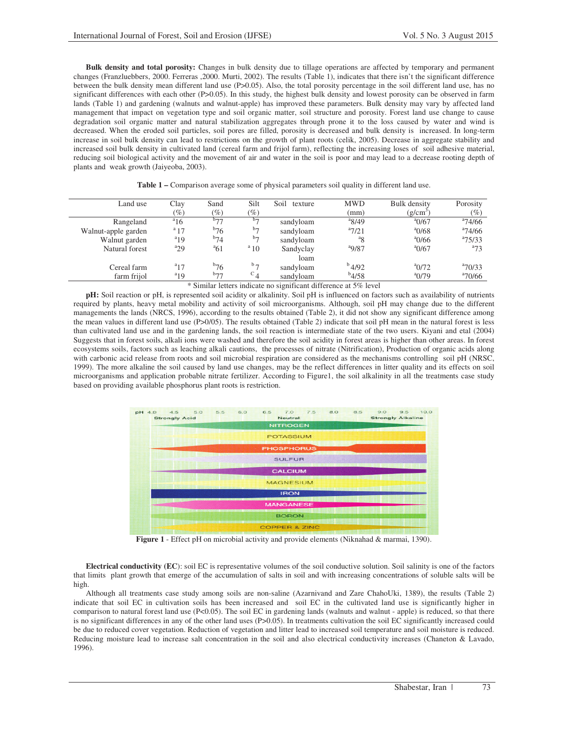**Bulk density and total porosity:** Changes in bulk density due to tillage operations are affected by temporary and permanent changes (Franzluebbers, 2000. Ferreras ,2000. Murti, 2002). The results (Table 1), indicates that there isn't the significant difference between the bulk density mean different land use (P>0.05). Also, the total porosity percentage in the soil different land use, has no significant differences with each other (P>0.05). In this study, the highest bulk density and lowest porosity can be observed in farm lands (Table 1) and gardening (walnuts and walnut-apple) has improved these parameters. Bulk density may vary by affected land management that impact on vegetation type and soil organic matter, soil structure and porosity. Forest land use change to cause degradation soil organic matter and natural stabilization aggregates through prone it to the loss caused by water and wind is decreased. When the eroded soil particles, soil pores are filled, porosity is decreased and bulk density is increased. In long-term increase in soil bulk density can lead to restrictions on the growth of plant roots (celik, 2005). Decrease in aggregate stability and increased soil bulk density in cultivated land (cereal farm and frijol farm), reflecting the increasing loses of soil adhesive material, reducing soil biological activity and the movement of air and water in the soil is poor and may lead to a decrease rooting depth of plants and weak growth (Jaiyeoba, 2003).

**Table 1 –** Comparison average some of physical parameters soil quality in different land use.

| Land use | Clay (%) | Sand (%) | Silt (%) | Soil texture | MWD (mm) | Bulk density (g/cm$^3$) | Porosity (%) |
|---|---|---|---|---|---|---|---|
| Rangeland | [a]16 | [b]77 | [b]7 | sandyloam | [a]8/49 | [a]0/67 | [a]74/66 |
| Walnut-apple garden | [a]17 | [b]76 | [b]7 | sandyloam | [a]7/21 | [a]0/68 | [a]74/66 |
| Walnut garden | [a]19 | [b]74 | [b]7 | sandyloam | [a]8 | [a]0/66 | [a]75/33 |
| Natural forest | [a]29 | [a]61 | [a]10 | Sandyclay loam | [a]9/87 | [a]0/67 | [a]73 |
| Cereal farm | [a]17 | [b]76 | [b]7 | sandyloam | [b]4/92 | [a]0/72 | [a]70/33 |
| farm frijol | [a]19 | [b]77 | [C]4 | sandyloam | [b]4/58 | [a]0/79 | [a]70/66 |

\* Similar letters indicate no significant difference at 5% level

**pH:** Soil reaction or pH, is represented soil acidity or alkalinity. Soil pH is influenced on factors such as availability of nutrients required by plants, heavy metal mobility and activity of soil microorganisms. Although, soil pH may change due to the different managements the lands (NRCS, 1996), according to the results obtained (Table 2), it did not show any significant difference among the mean values in different land use (P>0/05). The results obtained (Table 2) indicate that soil pH mean in the natural forest is less than cultivated land use and in the gardening lands, the soil reaction is intermediate state of the two users. Kiyani and etal (2004) Suggests that in forest soils, alkali ions were washed and therefore the soil acidity in forest areas is higher than other areas. In forest ecosystems soils, factors such as leaching alkali cautions, the processes of nitrate (Nitrification), Production of organic acids along with carbonic acid release from roots and soil microbial respiration are considered as the mechanisms controlling soil pH (NRSC, 1999). The more alkaline the soil caused by land use changes, may be the reflect differences in litter quality and its effects on soil microorganisms and application probable nitrate fertilizer. According to Figure1, the soil alkalinity in all the treatments case study based on providing available phosphorus plant roots is restriction.

**Figure 1** - Effect pH on microbial activity and provide elements (Niknahad & marmai, 1390).

**Electrical conductivity (EC)**: soil EC is representative volumes of the soil conductive solution. Soil salinity is one of the factors that limits plant growth that emerge of the accumulation of salts in soil and with increasing concentrations of soluble salts will be high.

Although all treatments case study among soils are non-saline (Azarnivand and Zare ChahoUki, 1389), the results (Table 2) indicate that soil EC in cultivation soils has been increased and soil EC in the cultivated land use is significantly higher in comparison to natural forest land use (P<0.05). The soil EC in gardening lands (walnuts and walnut - apple) is reduced, so that there is no significant differences in any of the other land uses (P>0.05). In treatments cultivation the soil EC significantly increased could be due to reduced cover vegetation. Reduction of vegetation and litter lead to increased soil temperature and soil moisture is reduced. Reducing moisture lead to increase salt concentration in the soil and also electrical conductivity increases (Chaneton & Lavado, 1996).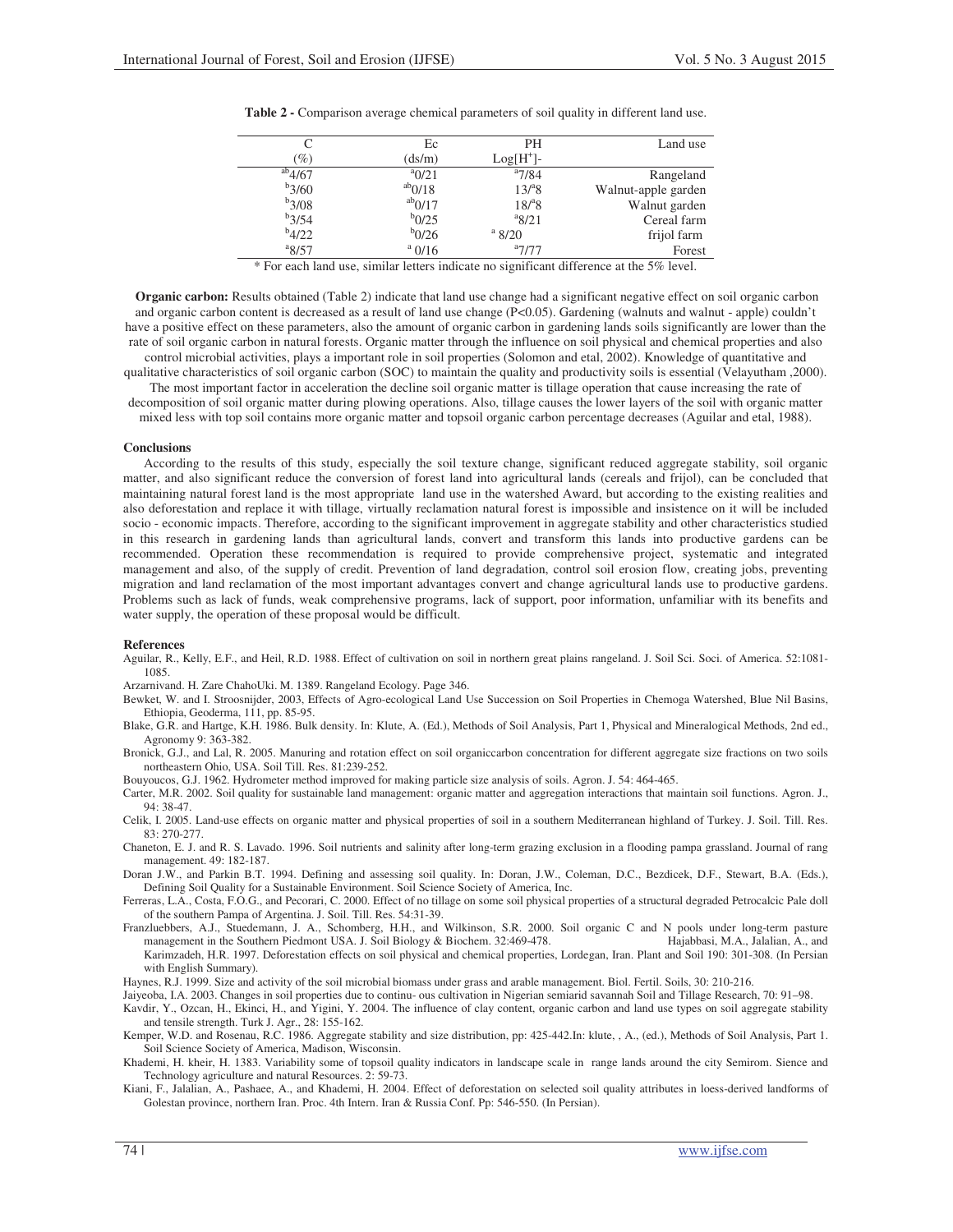**Table 2 -** Comparison average chemical parameters of soil quality in different land use.

| C (%) | Ec (ds/m) | PH Log[H+]- | Land use |
|---|---|---|---|
| ab4/67 | a0/21 | a7/84 | Rangeland |
| b3/60 | ab0/18 | 13/a8 | Walnut-apple garden |
| b3/08 | ab0/17 | 18/a8 | Walnut garden |
| b3/54 | b0/25 | a8/21 | Cereal farm |
| b4/22 | b0/26 | a 8/20 | frijol farm |
| a8/57 | a 0/16 | a7/77 | Forest |

* For each land use, similar letters indicate no significant difference at the 5% level.

**Organic carbon:** Results obtained (Table 2) indicate that land use change had a significant negative effect on soil organic carbon and organic carbon content is decreased as a result of land use change ($P<0.05$). Gardening (walnuts and walnut - apple) couldn't have a positive effect on these parameters, also the amount of organic carbon in gardening lands soils significantly are lower than the rate of soil organic carbon in natural forests. Organic matter through the influence on soil physical and chemical properties and also control microbial activities, plays a important role in soil properties (Solomon and etal, 2002). Knowledge of quantitative and qualitative characteristics of soil organic carbon (SOC) to maintain the quality and productivity soils is essential (Velayutham ,2000). The most important factor in acceleration the decline soil organic matter is tillage operation that cause increasing the rate of decomposition of soil organic matter during plowing operations. Also, tillage causes the lower layers of the soil with organic matter mixed less with top soil contains more organic matter and topsoil organic carbon percentage decreases (Aguilar and etal, 1988).

## Conclusions

According to the results of this study, especially the soil texture change, significant reduced aggregate stability, soil organic matter, and also significant reduce the conversion of forest land into agricultural lands (cereals and frijol), can be concluded that maintaining natural forest land is the most appropriate land use in the watershed Award, but according to the existing realities and also deforestation and replace it with tillage, virtually reclamation natural forest is impossible and insistence on it will be included socio - economic impacts. Therefore, according to the significant improvement in aggregate stability and other characteristics studied in this research in gardening lands than agricultural lands, convert and transform this lands into productive gardens can be recommended. Operation these recommendation is required to provide comprehensive project, systematic and integrated management and also, of the supply of credit. Prevention of land degradation, control soil erosion flow, creating jobs, preventing migration and land reclamation of the most important advantages convert and change agricultural lands use to productive gardens. Problems such as lack of funds, weak comprehensive programs, lack of support, poor information, unfamiliar with its benefits and water supply, the operation of these proposal would be difficult.

## References

Aguilar, R., Kelly, E.F., and Heil, R.D. 1988. Effect of cultivation on soil in northern great plains rangeland. J. Soil Sci. Soci. of America. 52:1081-1085.

Arzarnivand. H. Zare ChahoUki. M. 1389. Rangeland Ecology. Page 346.

Bewket, W. and I. Stroosnijder, 2003, Effects of Agro-ecological Land Use Succession on Soil Properties in Chemoga Watershed, Blue Nil Basins, Ethiopia, Geoderma, 111, pp. 85-95.

Blake, G.R. and Hartge, K.H. 1986. Bulk density. In: Klute, A. (Ed.), Methods of Soil Analysis, Part 1, Physical and Mineralogical Methods, 2nd ed., Agronomy 9: 363-382.

Bronick, G.J., and Lal, R. 2005. Manuring and rotation effect on soil organiccarbon concentration for different aggregate size fractions on two soils northeastern Ohio, USA. Soil Till. Res. 81:239-252.

Bouyoucos, G.J. 1962. Hydrometer method improved for making particle size analysis of soils. Agron. J. 54: 464-465.

Carter, M.R. 2002. Soil quality for sustainable land management: organic matter and aggregation interactions that maintain soil functions. Agron. J., 94: 38-47.

Celik, I. 2005. Land-use effects on organic matter and physical properties of soil in a southern Mediterranean highland of Turkey. J. Soil. Till. Res. 83: 270-277.

Chaneton, E. J. and R. S. Lavado. 1996. Soil nutrients and salinity after long-term grazing exclusion in a flooding pampa grassland. Journal of rang management. 49: 182-187.

Doran J.W., and Parkin B.T. 1994. Defining and assessing soil quality. In: Doran, J.W., Coleman, D.C., Bezdicek, D.F., Stewart, B.A. (Eds.), Defining Soil Quality for a Sustainable Environment. Soil Science Society of America, Inc.

Ferreras, L.A., Costa, F.O.G., and Pecorari, C. 2000. Effect of no tillage on some soil physical properties of a structural degraded Petrocalcic Pale doll of the southern Pampa of Argentina. J. Soil. Till. Res. 54:31-39.

Franzluebbers, A.J., Stuedemann, J. A., Schomberg, H.H., and Wilkinson, S.R. 2000. Soil organic C and N pools under long-term pasture management in the Southern Piedmont USA. J. Soil Biology & Biochem. 32:469-478.

Hajabbasi, M.A., Jalalian, A., and Karimzadeh, H.R. 1997. Deforestation effects on soil physical and chemical properties, Lordegan, Iran. Plant and Soil 190: 301-308. (In Persian with English Summary).

Haynes, R.J. 1999. Size and activity of the soil microbial biomass under grass and arable management. Biol. Fertil. Soils, 30: 210-216.

Jaiyeoba, I.A. 2003. Changes in soil properties due to continu- ous cultivation in Nigerian semiarid savannah Soil and Tillage Research, 70: 91–98.

Kavdir, Y., Ozcan, H., Ekinci, H., and Yigini, Y. 2004. The influence of clay content, organic carbon and land use types on soil aggregate stability and tensile strength. Turk J. Agr., 28: 155-162.

Kemper, W.D. and Rosenau, R.C. 1986. Aggregate stability and size distribution, pp: 425-442.In: klute, , A., (ed.), Methods of Soil Analysis, Part 1. Soil Science Society of America, Madison, Wisconsin.

Khademi, H. kheir, H. 1383. Variability some of topsoil quality indicators in landscape scale in range lands around the city Semirom. Sience and Technology agriculture and natural Resources. 2: 59-73.

Kiani, F., Jalalian, A., Pashaee, A., and Khademi, H. 2004. Effect of deforestation on selected soil quality attributes in loess-derived landforms of Golestan province, northern Iran. Proc. 4th Intern. Iran & Russia Conf. Pp: 546-550. (In Persian).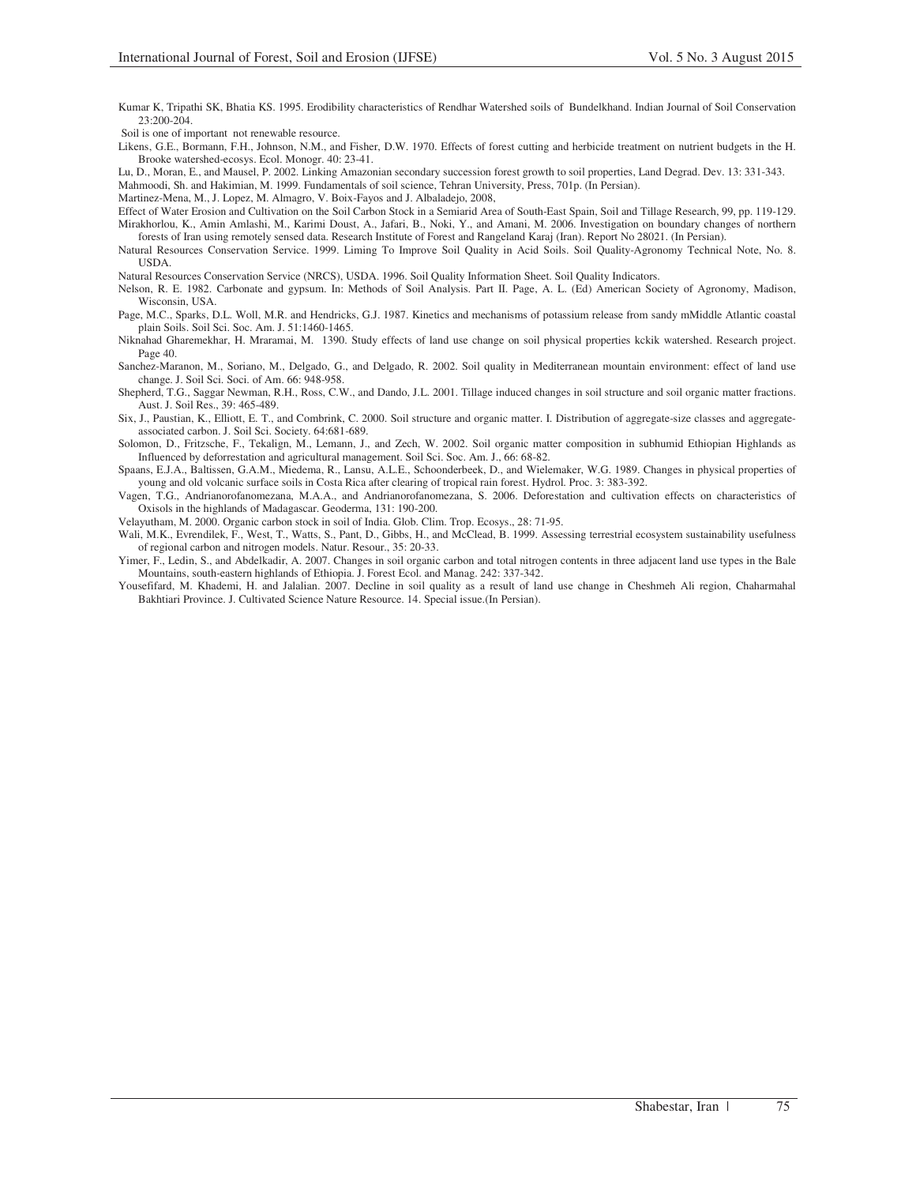Kumar K, Tripathi SK, Bhatia KS. 1995. Erodibility characteristics of Rendhar Watershed soils of Bundelkhand. Indian Journal of Soil Conservation 23:200-204.

Soil is one of important not renewable resource.

Likens, G.E., Bormann, F.H., Johnson, N.M., and Fisher, D.W. 1970. Effects of forest cutting and herbicide treatment on nutrient budgets in the H. Brooke watershed-ecosys. Ecol. Monogr. 40: 23-41.

Lu, D., Moran, E., and Mausel, P. 2002. Linking Amazonian secondary succession forest growth to soil properties, Land Degrad. Dev. 13: 331-343.

Mahmoodi, Sh. and Hakimian, M. 1999. Fundamentals of soil science, Tehran University, Press, 701p. (In Persian).

Martinez-Mena, M., J. Lopez, M. Almagro, V. Boix-Fayos and J. Albaladejo, 2008,

Effect of Water Erosion and Cultivation on the Soil Carbon Stock in a Semiarid Area of South-East Spain, Soil and Tillage Research, 99, pp. 119-129.

Mirakhorlou, K., Amin Amlashi, M., Karimi Doust, A., Jafari, B., Noki, Y., and Amani, M. 2006. Investigation on boundary changes of northern forests of Iran using remotely sensed data. Research Institute of Forest and Rangeland Karaj (Iran). Report No 28021. (In Persian).

Natural Resources Conservation Service. 1999. Liming To Improve Soil Quality in Acid Soils. Soil Quality-Agronomy Technical Note, No. 8. USDA.

Natural Resources Conservation Service (NRCS), USDA. 1996. Soil Quality Information Sheet. Soil Quality Indicators.

Nelson, R. E. 1982. Carbonate and gypsum. In: Methods of Soil Analysis. Part II. Page, A. L. (Ed) American Society of Agronomy, Madison, Wisconsin, USA.

Page, M.C., Sparks, D.L. Woll, M.R. and Hendricks, G.J. 1987. Kinetics and mechanisms of potassium release from sandy mMiddle Atlantic coastal plain Soils. Soil Sci. Soc. Am. J. 51:1460-1465.

Niknahad Gharemekhar, H. Mraramai, M. 1390. Study effects of land use change on soil physical properties kckik watershed. Research project. Page 40.

Sanchez-Maranon, M., Soriano, M., Delgado, G., and Delgado, R. 2002. Soil quality in Mediterranean mountain environment: effect of land use change. J. Soil Sci. Soci. of Am. 66: 948-958.

Shepherd, T.G., Saggar Newman, R.H., Ross, C.W., and Dando, J.L. 2001. Tillage induced changes in soil structure and soil organic matter fractions. Aust. J. Soil Res., 39: 465-489.

Six, J., Paustian, K., Elliott, E. T., and Combrink, C. 2000. Soil structure and organic matter. I. Distribution of aggregate-size classes and aggregate-associated carbon. J. Soil Sci. Society. 64:681-689.

Solomon, D., Fritzsche, F., Tekalign, M., Lemann, J., and Zech, W. 2002. Soil organic matter composition in subhumid Ethiopian Highlands as Influenced by deforrestation and agricultural management. Soil Sci. Soc. Am. J., 66: 68-82.

Spaans, E.J.A., Baltissen, G.A.M., Miedema, R., Lansu, A.L.E., Schoonderbeek, D., and Wielemaker, W.G. 1989. Changes in physical properties of young and old volcanic surface soils in Costa Rica after clearing of tropical rain forest. Hydrol. Proc. 3: 383-392.

Vagen, T.G., Andrianorofanomezana, M.A.A., and Andrianorofanomezana, S. 2006. Deforestation and cultivation effects on characteristics of Oxisols in the highlands of Madagascar. Geoderma, 131: 190-200.

Velayutham, M. 2000. Organic carbon stock in soil of India. Glob. Clim. Trop. Ecosys., 28: 71-95.

Wali, M.K., Evrendilek, F., West, T., Watts, S., Pant, D., Gibbs, H., and McClead, B. 1999. Assessing terrestrial ecosystem sustainability usefulness of regional carbon and nitrogen models. Natur. Resour., 35: 20-33.

Yimer, F., Ledin, S., and Abdelkadir, A. 2007. Changes in soil organic carbon and total nitrogen contents in three adjacent land use types in the Bale Mountains, south-eastern highlands of Ethiopia. J. Forest Ecol. and Manag. 242: 337-342.

Yousefifard, M. Khademi, H. and Jalalian. 2007. Decline in soil quality as a result of land use change in Cheshmeh Ali region, Chaharmahal Bakhtiari Province. J. Cultivated Science Nature Resource. 14. Special issue.(In Persian).